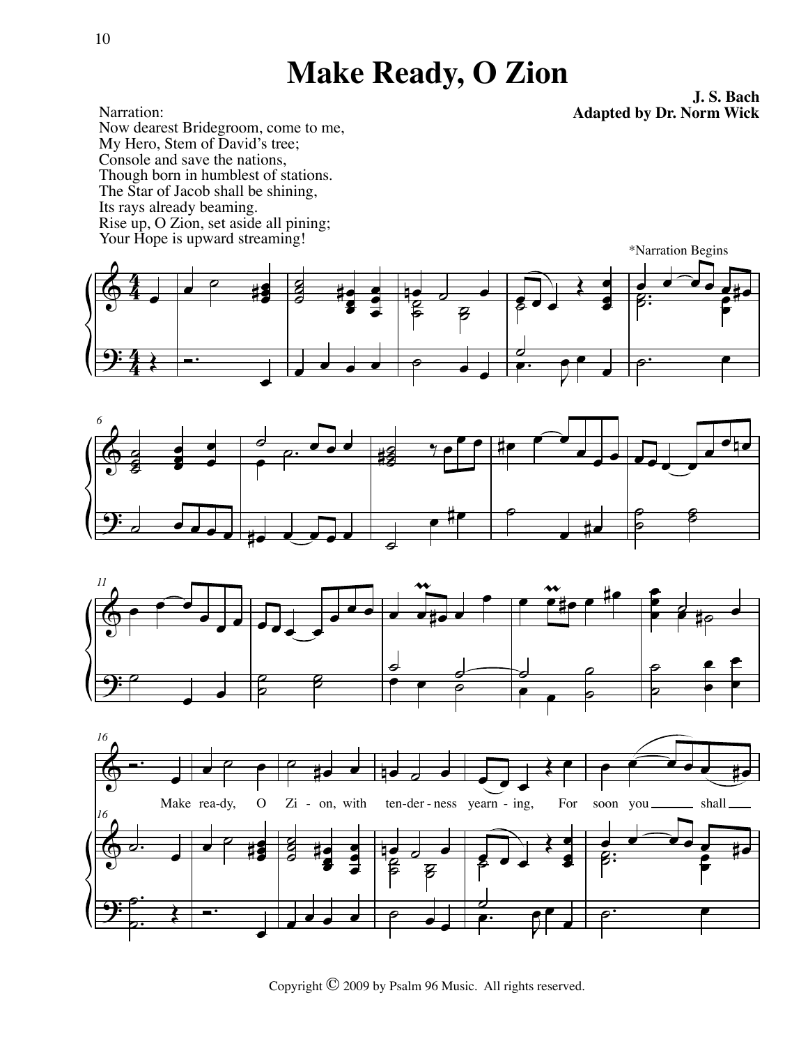# Make Ready, O Zion

**J. S. Bach**
**Adapted by Dr. Norm Wick**

Narration:
Now dearest Bridegroom, come to me,
My Hero, Stem of David's tree;
Console and save the nations,
Though born in humblest of stations.
The Star of Jacob shall be shining,
Its rays already beaming.
Rise up, O Zion, set aside all pining;
Your Hope is upward streaming!

*Narration Begins

Make ready, O Zion, with tenderness yearning, For soon you shall

Copyright © 2009 by Psalm 96 Music. All rights reserved.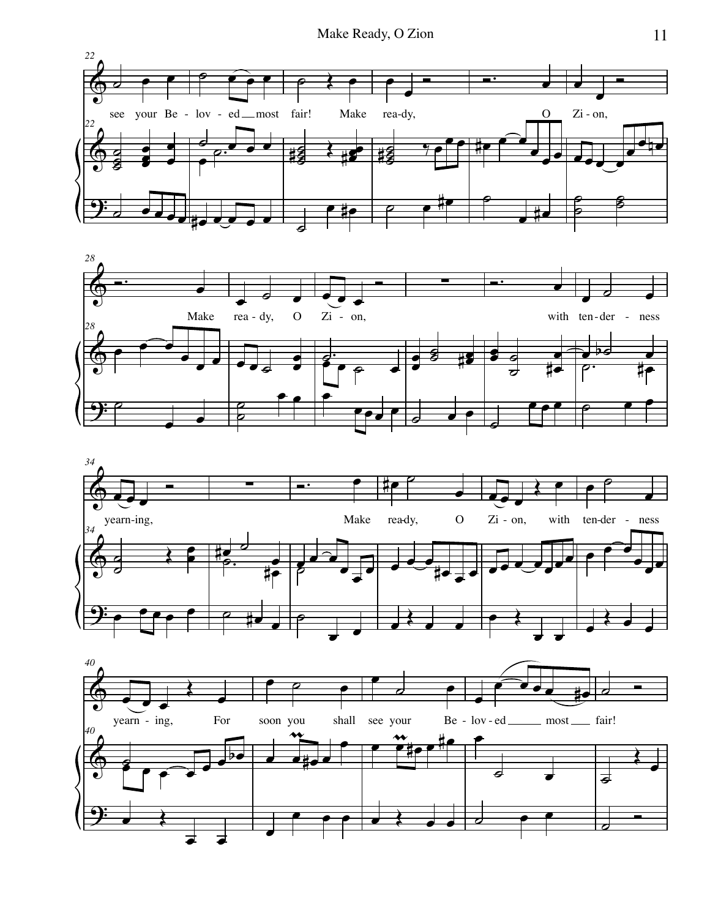see your Be - lov - ed most fair! Make rea-dy, O Zi - on,

Make rea - dy, O Zi - on, with ten - der - ness

yearn-ing, Make rea-dy, O Zi - on, with ten-der - ness

yearn - ing, For soon you shall see your Be - lov - ed most fair!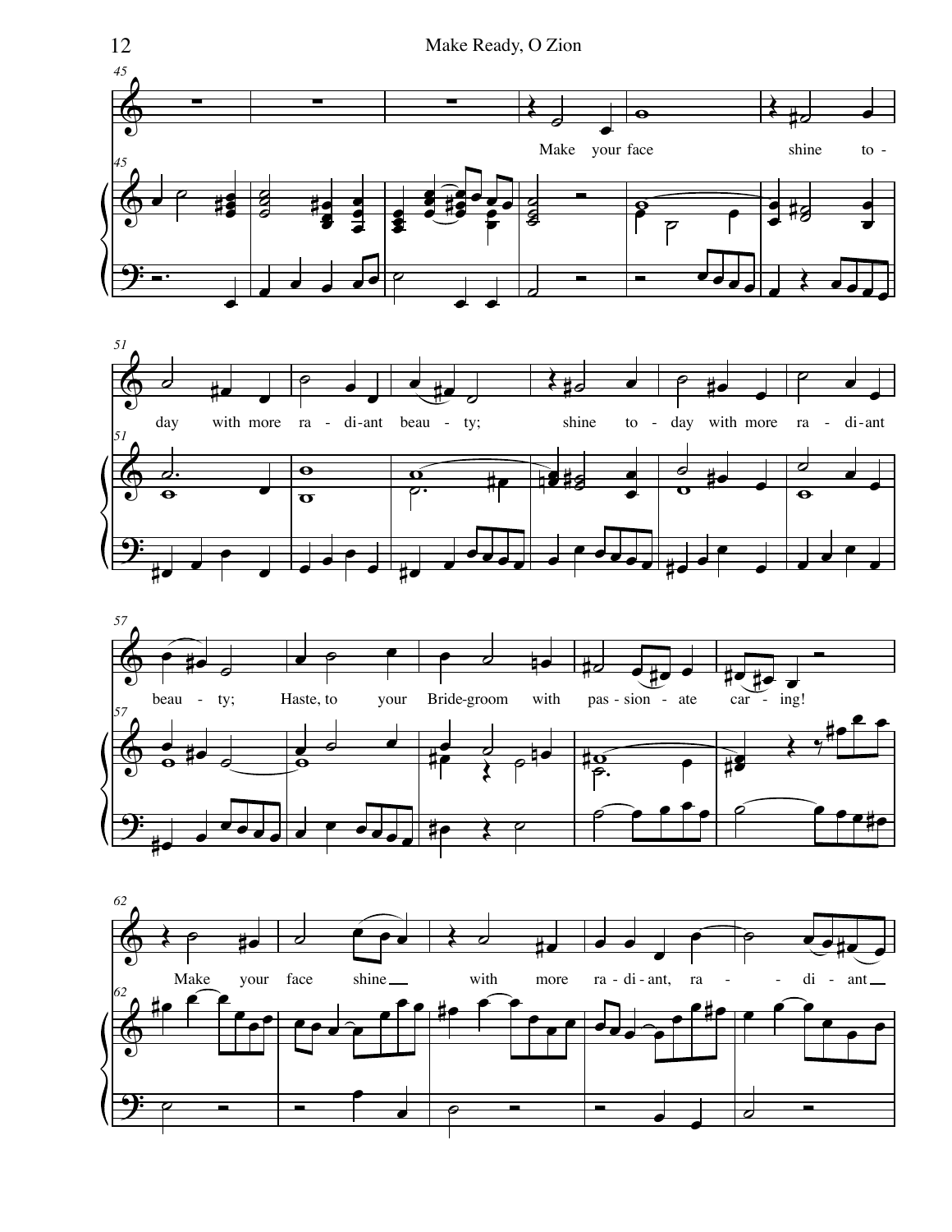Make your face shine to-day with more ra-di-ant beau-ty; shine to-day with more ra-di-ant beau-ty; Haste, to your Bride-groom with pas-sion-ate car-ing! Make your face shine with more ra-di-ant, ra-di-ant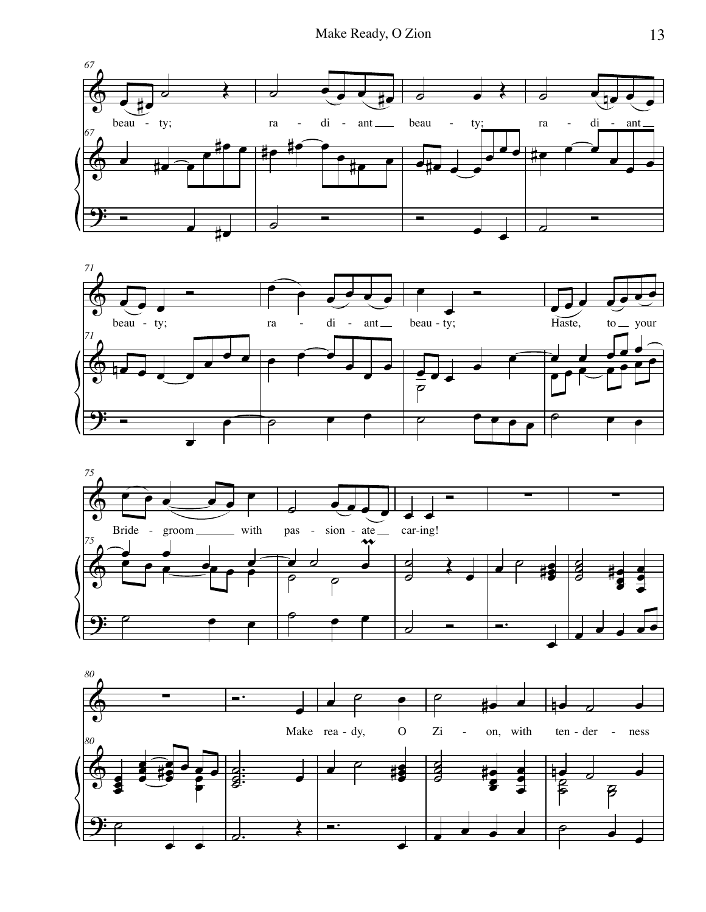beau - ty; ra - di - ant beau - ty; ra - di - ant

beau - ty; ra - di - ant beau - ty; Haste, to your

Bride - groom with pas - sion - ate car-ing!

Make rea - dy, O Zi - on, with ten - der - ness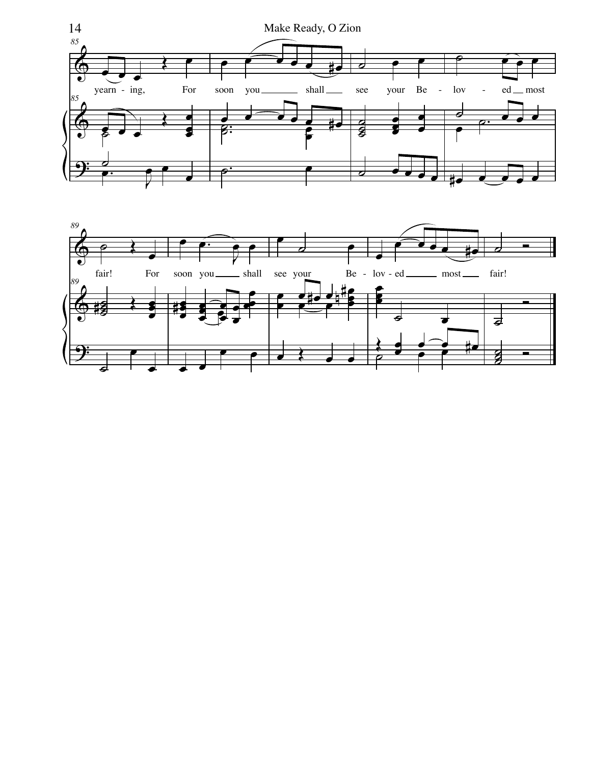85

yearn - ing, For soon you shall see your Be - lov - ed most

89

fair! For soon you shall see your Be - lov - ed most fair!